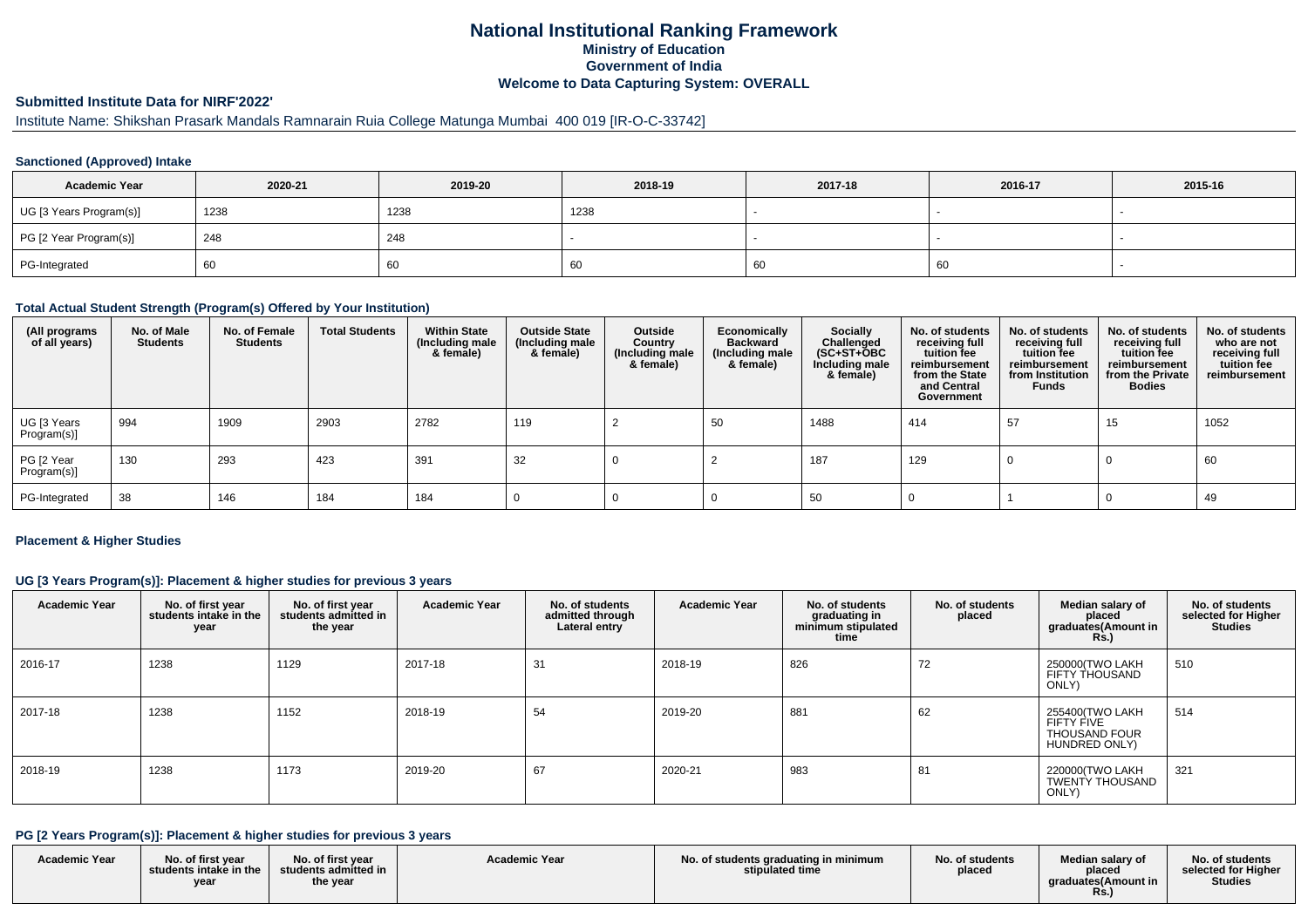# National Institutional Ranking Framework

**Ministry of Education**
**Government of India**
**Welcome to Data Capturing System: OVERALL**

## Submitted Institute Data for NIRF'2022'

Institute Name: Shikshan Prasark Mandals Ramnarain Ruia College Matunga Mumbai 400 019 [IR-O-C-33742]

### Sanctioned (Approved) Intake

| Academic Year | 2020-21 | 2019-20 | 2018-19 | 2017-18 | 2016-17 | 2015-16 |
|---|---|---|---|---|---|---|
| UG [3 Years Program(s)] | 1238 | 1238 | 1238 | - | - | - |
| PG [2 Year Program(s)] | 248 | 248 | - | - | - | - |
| PG-Integrated | 60 | 60 | 60 | 60 | 60 | - |

### Total Actual Student Strength (Program(s) Offered by Your Institution)

| (All programs of all years) | No. of Male Students | No. of Female Students | Total Students | Within State (Including male & female) | Outside State (Including male & female) | Outside Country (Including male & female) | Economically Backward (Including male & female) | Socially Challenged (SC+ST+OBC Including male & female) | No. of students receiving full tuition fee reimbursement from the State and Central Government | No. of students receiving full tuition fee reimbursement from Institution Funds | No. of students receiving full tuition fee reimbursement from the Private Bodies | No. of students who are not receiving full tuition fee reimbursement |
|---|---|---|---|---|---|---|---|---|---|---|---|---|
| UG [3 Years Program(s)] | 994 | 1909 | 2903 | 2782 | 119 | 2 | 50 | 1488 | 414 | 57 | 15 | 1052 |
| PG [2 Year Program(s)] | 130 | 293 | 423 | 391 | 32 | 0 | 2 | 187 | 129 | 0 | 0 | 60 |
| PG-Integrated | 38 | 146 | 184 | 184 | 0 | 0 | 0 | 50 | 0 | 1 | 0 | 49 |

### Placement & Higher Studies

### UG [3 Years Program(s)]: Placement & higher studies for previous 3 years

| Academic Year | No. of first year students intake in the year | No. of first year students admitted in the year | Academic Year | No. of students admitted through Lateral entry | Academic Year | No. of students graduating in minimum stipulated time | No. of students placed | Median salary of placed graduates(Amount in Rs.) | No. of students selected for Higher Studies |
|---|---|---|---|---|---|---|---|---|---|
| 2016-17 | 1238 | 1129 | 2017-18 | 31 | 2018-19 | 826 | 72 | 250000(TWO LAKH FIFTY THOUSAND ONLY) | 510 |
| 2017-18 | 1238 | 1152 | 2018-19 | 54 | 2019-20 | 881 | 62 | 255400(TWO LAKH FIFTY FIVE THOUSAND FOUR HUNDRED ONLY) | 514 |
| 2018-19 | 1238 | 1173 | 2019-20 | 67 | 2020-21 | 983 | 81 | 220000(TWO LAKH TWENTY THOUSAND ONLY) | 321 |

### PG [2 Years Program(s)]: Placement & higher studies for previous 3 years

| Academic Year | No. of first year students intake in the year | No. of first year students admitted in the year | Academic Year | No. of students graduating in minimum stipulated time | No. of students placed | Median salary of placed graduates(Amount in Rs.) | No. of students selected for Higher Studies |
|---|---|---|---|---|---|---|---|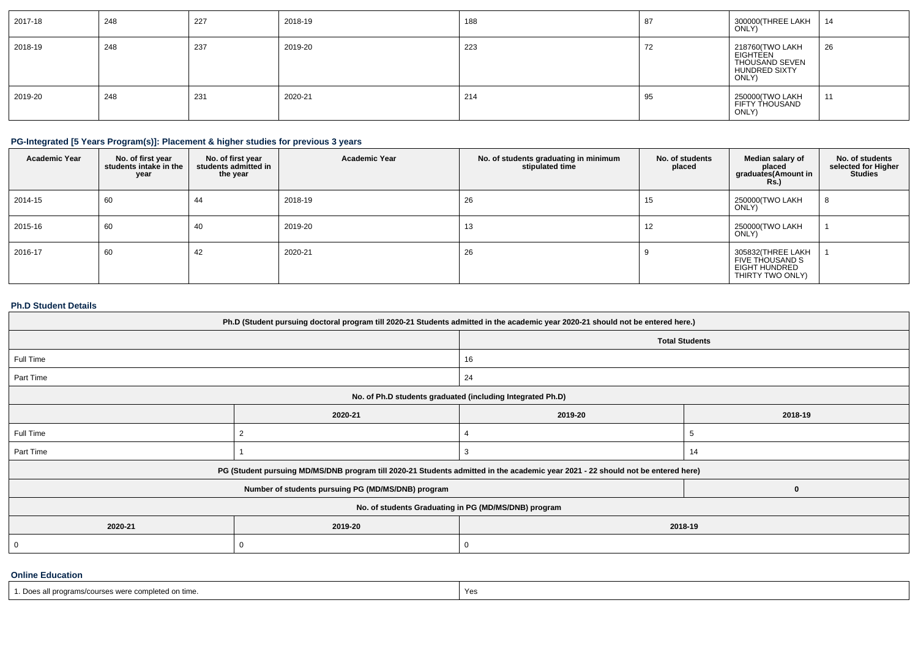| 2017-18 | 248 | 227 | 2018-19 | 188 | 87 | 300000(THREE LAKH ONLY) | 14 |
|---|---|---|---|---|---|---|---|
| 2018-19 | 248 | 237 | 2019-20 | 223 | 72 | 218760(TWO LAKH EIGHTEEN THOUSAND SEVEN HUNDRED SIXTY ONLY) | 26 |
| 2019-20 | 248 | 231 | 2020-21 | 214 | 95 | 250000(TWO LAKH FIFTY THOUSAND ONLY) | 11 |

### PG-Integrated [5 Years Program(s)]: Placement & higher studies for previous 3 years

| Academic Year | No. of first year students intake in the year | No. of first year students admitted in the year | Academic Year | No. of students graduating in minimum stipulated time | No. of students placed | Median salary of placed graduates(Amount in Rs.) | No. of students selected for Higher Studies |
|---|---|---|---|---|---|---|---|
| 2014-15 | 60 | 44 | 2018-19 | 26 | 15 | 250000(TWO LAKH ONLY) | 8 |
| 2015-16 | 60 | 40 | 2019-20 | 13 | 12 | 250000(TWO LAKH ONLY) | 1 |
| 2016-17 | 60 | 42 | 2020-21 | 26 | 9 | 305832(THREE LAKH FIVE THOUSAND S EIGHT HUNDRED THIRTY TWO ONLY) | 1 |

### Ph.D Student Details

| Ph.D (Student pursuing doctoral program till 2020-21 Students admitted in the academic year 2020-21 should not be entered here.) | | |
|---|---|---|
| | Total Students | |
| Full Time | 16 | |
| Part Time | 24 | |
| No. of Ph.D students graduated (including Integrated Ph.D) | | |
| | 2020-21 | 2019-20 | 2018-19 |
| Full Time | 2 | 4 | 5 |
| Part Time | 1 | 3 | 14 |

| PG (Student pursuing MD/MS/DNB program till 2020-21 Students admitted in the academic year 2021 - 22 should not be entered here) | | |
|---|---|---|
| Number of students pursuing PG (MD/MS/DNB) program | | 0 |
| No. of students Graduating in PG (MD/MS/DNB) program | | |
| 2020-21 | 2019-20 | 2018-19 |
| 0 | 0 | 0 |

### Online Education

| 1. Does all programs/courses were completed on time. | Yes |
|---|---|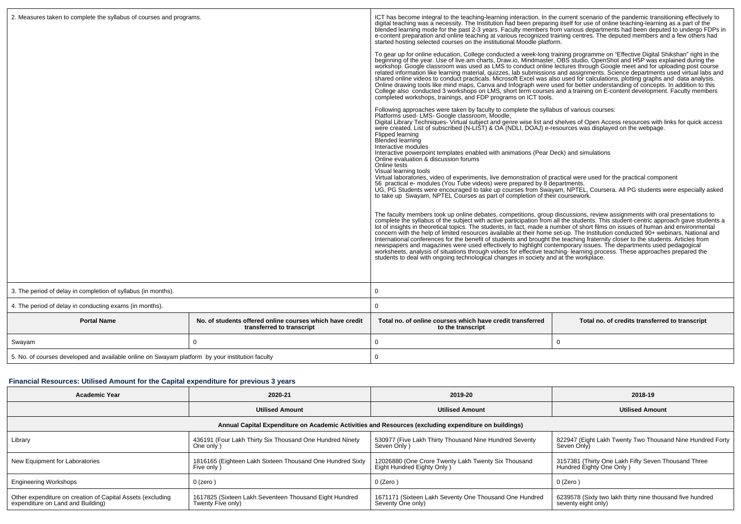| 2. Measures taken to complete the syllabus of courses and programs. | | ICT has become integral to the teaching-learning interaction. In the current scenario of the pandemic transitioning effectively to digital teaching was a necessity. The Institution had been preparing itself for use of online teaching-learning as a part of the blended learning mode for the past 2-3 years. Faculty members from various departments had been deputed to undergo FDPs in e-content preparation and online teaching at various recognized training centres. The deputed members and a few others had started hosting selected courses on the institutional Moodle platform.<br><br>To gear up for online education, College conducted a week-long training programme on "Effective Digital Shikshan" right in the beginning of the year. Use of live.am charts, Draw.io, Mindmaster, OBS studio, OpenShot and H5P was explained during the workshop. Google classroom was used as LMS to conduct online lectures through Google meet and for uploading post course related information like learning material, quizzes, lab submissions and assignments. Science departments used virtual labs and shared online videos to conduct practicals. Microsoft Excel was also used for calculations, plotting graphs and data analysis. Online drawing tools like mind maps, Canva and Infograph were used for better understanding of concepts. In addition to this College also conducted 3 workshops on LMS, short term courses and a training on E-content development. Faculty members completed workshops, trainings, and FDP programs on ICT tools.<br><br>Following approaches were taken by faculty to complete the syllabus of various courses:<br>Platforms used- LMS- Google classroom, Moodle,<br>Digital Library Techniques- Virtual subject and genre wise list and shelves of Open Access resources with links for quick access were created. List of subscribed (N-LIST) & OA (NDLI, DOAJ) e-resources was displayed on the webpage.<br>Flipped learning<br>Blended learning<br>Interactive modules<br>Interactive powerpoint templates enabled with animations (Pear Deck) and simulations<br>Online evaluation & discussion forums<br>Online tests<br>Visual learning tools<br>Virtual laboratories, video of experiments, live demonstration of practical were used for the practical component<br>56 practical e- modules (You Tube videos) were prepared by 8 departments.<br>UG, PG Students were encouraged to take up courses from Swayam, NPTEL, Coursera. All PG students were especially asked to take up Swayam, NPTEL Courses as part of completion of their coursework.<br><br>The faculty members took up online debates, competitions, group discussions, review assignments with oral presentations to complete the syllabus of the subject with active participation from all the students. This student-centric approach gave students a lot of insights in theoretical topics. The students, in fact, made a number of short films on issues of human and environmental concern with the help of limited resources available at their home set-up. The Institution conducted 90+ webinars, National and International conferences for the benefit of students and brought the teaching fraternity closer to the students. Articles from newspapers and magazines were used effectively to highlight contemporary issues. The departments used pedagogical worksheets, analysis of situations through videos for effective teaching- learning process. These approaches prepared the students to deal with ongoing technological changes in society and at the workplace. | |
|---|---|---|---|
| 3. The period of delay in completion of syllabus (in months). | | 0 | |
| 4. The period of delay in conducting exams (in months). | | 0 | |
| **Portal Name** | **No. of students offered online courses which have credit transferred to transcript** | **Total no. of online courses which have credit transferred to the transcript** | **Total no. of credits transferred to transcript** |
| Swayam | 0 | 0 | 0 |
| 5. No. of courses developed and available online on Swayam platform by your institution faculty | | 0 | |

### Financial Resources: Utilised Amount for the Capital expenditure for previous 3 years

| Academic Year | 2020-21 | 2019-20 | 2018-19 |
|---|---|---|---|
| | **Utilised Amount** | **Utilised Amount** | **Utilised Amount** |
| **Annual Capital Expenditure on Academic Activities and Resources (excluding expenditure on buildings)** | | | |
| Library | 436191 (Four Lakh Thirty Six Thousand One Hundred Ninety One only ) | 530977 (Five Lakh Thirty Thousand Nine Hundred Seventy Seven Only ) | 822947 (Eight Lakh Twenty Two Thousand Nine Hundred Forty Seven Only) |
| New Equipment for Laboratories | 1816165 (Eighteen Lakh Sixteen Thousand One Hundred Sixty Five only ) | 12026880 (One Crore Twenty Lakh Twenty Six Thousand Eight Hundred Eighty Only ) | 3157381 (Thirty One Lakh Fifty Seven Thousand Three Hundred Eighty One Only ) |
| Engineering Workshops | 0 (zero ) | 0 (Zero ) | 0 (Zero ) |
| Other expenditure on creation of Capital Assets (excluding expenditure on Land and Building) | 1617825 (Sixteen Lakh Seventeen Thousand Eight Hundred Twenty Five only) | 1671171 (Sixteen Lakh Seventy One Thousand One Hundred Seventy One only) | 6239578 (Sixty two lakh thirty nine thousand five hundred seventy eight only) |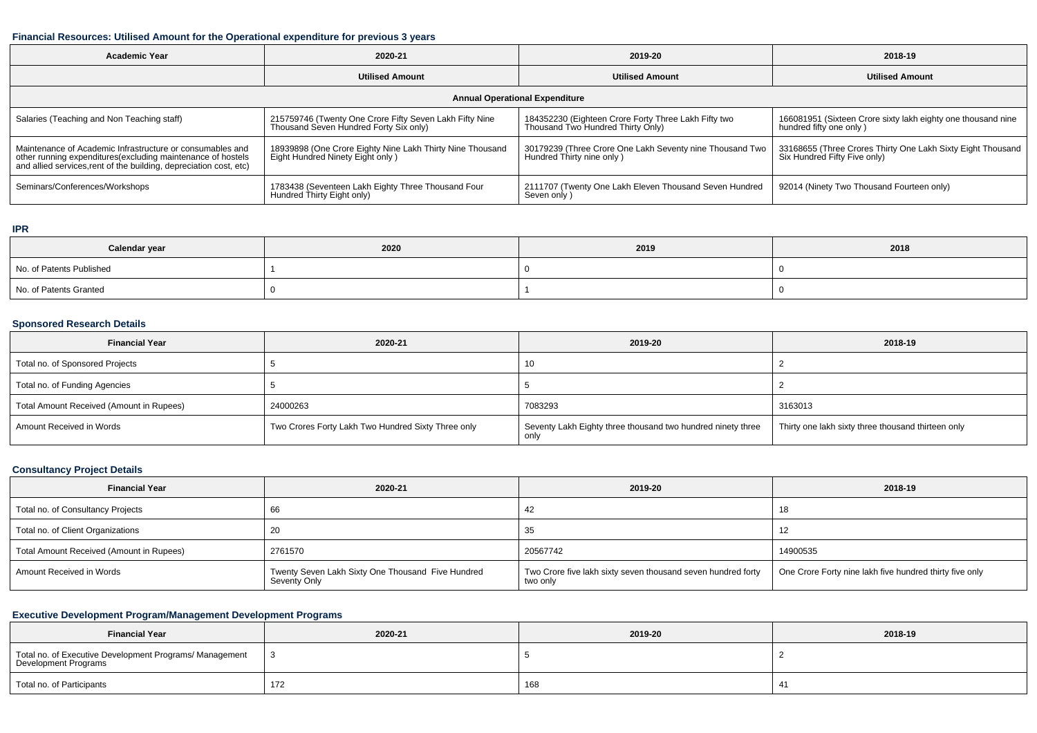### Financial Resources: Utilised Amount for the Operational expenditure for previous 3 years

| Academic Year | 2020-21 | 2019-20 | 2018-19 |
|---|---|---|---|
| | **Utilised Amount** | **Utilised Amount** | **Utilised Amount** |
| **Annual Operational Expenditure** | | | |
| Salaries (Teaching and Non Teaching staff) | 215759746 (Twenty One Crore Fifty Seven Lakh Fifty Nine Thousand Seven Hundred Forty Six only) | 184352230 (Eighteen Crore Forty Three Lakh Fifty two Thousand Two Hundred Thirty Only) | 166081951 (Sixteen Crore sixty lakh eighty one thousand nine hundred fifty one only ) |
| Maintenance of Academic Infrastructure or consumables and other running expenditures(excluding maintenance of hostels and allied services,rent of the building, depreciation cost, etc) | 18939898 (One Crore Eighty Nine Lakh Thirty Nine Thousand Eight Hundred Ninety Eight only ) | 30179239 (Three Crore One Lakh Seventy nine Thousand Two Hundred Thirty nine only ) | 33168655 (Three Crores Thirty One Lakh Sixty Eight Thousand Six Hundred Fifty Five only) |
| Seminars/Conferences/Workshops | 1783438 (Seventeen Lakh Eighty Three Thousand Four Hundred Thirty Eight only) | 2111707 (Twenty One Lakh Eleven Thousand Seven Hundred Seven only ) | 92014 (Ninety Two Thousand Fourteen only) |

### IPR

| Calendar year | 2020 | 2019 | 2018 |
|---|---|---|---|
| No. of Patents Published | 1 | 0 | 0 |
| No. of Patents Granted | 0 | 1 | 0 |

### Sponsored Research Details

| Financial Year | 2020-21 | 2019-20 | 2018-19 |
|---|---|---|---|
| Total no. of Sponsored Projects | 5 | 10 | 2 |
| Total no. of Funding Agencies | 5 | 5 | 2 |
| Total Amount Received (Amount in Rupees) | 24000263 | 7083293 | 3163013 |
| Amount Received in Words | Two Crores Forty Lakh Two Hundred Sixty Three only | Seventy Lakh Eighty three thousand two hundred ninety three only | Thirty one lakh sixty three thousand thirteen only |

### Consultancy Project Details

| Financial Year | 2020-21 | 2019-20 | 2018-19 |
|---|---|---|---|
| Total no. of Consultancy Projects | 66 | 42 | 18 |
| Total no. of Client Organizations | 20 | 35 | 12 |
| Total Amount Received (Amount in Rupees) | 2761570 | 20567742 | 14900535 |
| Amount Received in Words | Twenty Seven Lakh Sixty One Thousand Five Hundred Seventy Only | Two Crore five lakh sixty seven thousand seven hundred forty two only | One Crore Forty nine lakh five hundred thirty five only |

### Executive Development Program/Management Development Programs

| Financial Year | 2020-21 | 2019-20 | 2018-19 |
|---|---|---|---|
| Total no. of Executive Development Programs/ Management Development Programs | 3 | 5 | 2 |
| Total no. of Participants | 172 | 168 | 41 |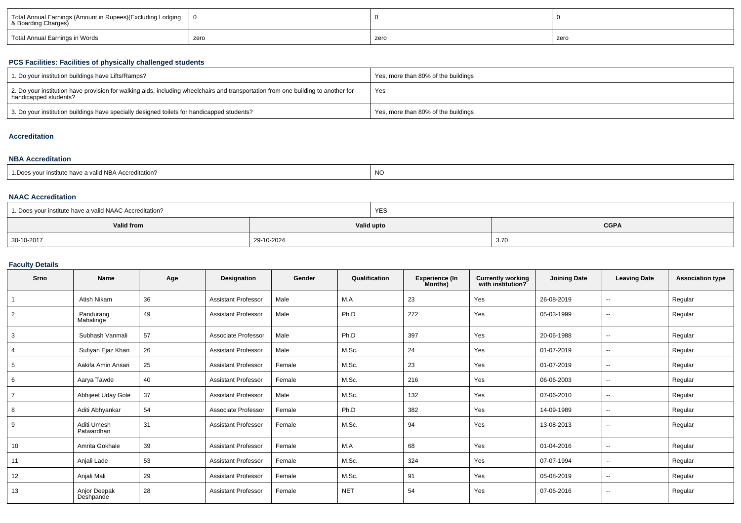| Total Annual Earnings (Amount in Rupees)(Excluding Lodging & Boarding Charges) | 0 | 0 | 0 |
|---|---|---|---|
| Total Annual Earnings in Words | zero | zero | zero |

### PCS Facilities: Facilities of physically challenged students

| 1. Do your institution buildings have Lifts/Ramps? | Yes, more than 80% of the buildings |
|---|---|
| 2. Do your institution have provision for walking aids, including wheelchairs and transportation from one building to another for handicapped students? | Yes |
| 3. Do your institution buildings have specially designed toilets for handicapped students? | Yes, more than 80% of the buildings |

### Accreditation

### NBA Accreditation

| 1.Does your institute have a valid NBA Accreditation? | NO |
|---|---|

### NAAC Accreditation

| 1. Does your institute have a valid NAAC Accreditation? | YES | |
|---|---|---|
| **Valid from** | **Valid upto** | **CGPA** |
| 30-10-2017 | 29-10-2024 | 3.70 |

### Faculty Details

| Srno | Name | Age | Designation | Gender | Qualification | Experience (In Months) | Currently working with institution? | Joining Date | Leaving Date | Association type |
|---|---|---|---|---|---|---|---|---|---|---|
| 1 | Atish Nikam | 36 | Assistant Professor | Male | M.A | 23 | Yes | 26-08-2019 | -- | Regular |
| 2 | Pandurang Mahalinge | 49 | Assistant Professor | Male | Ph.D | 272 | Yes | 05-03-1999 | -- | Regular |
| 3 | Subhash Vanmali | 57 | Associate Professor | Male | Ph.D | 397 | Yes | 20-06-1988 | -- | Regular |
| 4 | Sufiyan Ejaz Khan | 26 | Assistant Professor | Male | M.Sc. | 24 | Yes | 01-07-2019 | -- | Regular |
| 5 | Aakifa Amin Ansari | 25 | Assistant Professor | Female | M.Sc. | 23 | Yes | 01-07-2019 | -- | Regular |
| 6 | Aarya Tawde | 40 | Assistant Professor | Female | M.Sc. | 216 | Yes | 06-06-2003 | -- | Regular |
| 7 | Abhijeet Uday Gole | 37 | Assistant Professor | Male | M.Sc. | 132 | Yes | 07-06-2010 | -- | Regular |
| 8 | Aditi Abhyankar | 54 | Associate Professor | Female | Ph.D | 382 | Yes | 14-09-1989 | -- | Regular |
| 9 | Aditi Umesh Patwardhan | 31 | Assistant Professor | Female | M.Sc. | 94 | Yes | 13-08-2013 | -- | Regular |
| 10 | Amrita Gokhale | 39 | Assistant Professor | Female | M.A | 68 | Yes | 01-04-2016 | -- | Regular |
| 11 | Anjali Lade | 53 | Assistant Professor | Female | M.Sc. | 324 | Yes | 07-07-1994 | -- | Regular |
| 12 | Anjali Mali | 29 | Assistant Professor | Female | M.Sc. | 91 | Yes | 05-08-2019 | -- | Regular |
| 13 | Anjor Deepak Deshpande | 28 | Assistant Professor | Female | NET | 54 | Yes | 07-06-2016 | -- | Regular |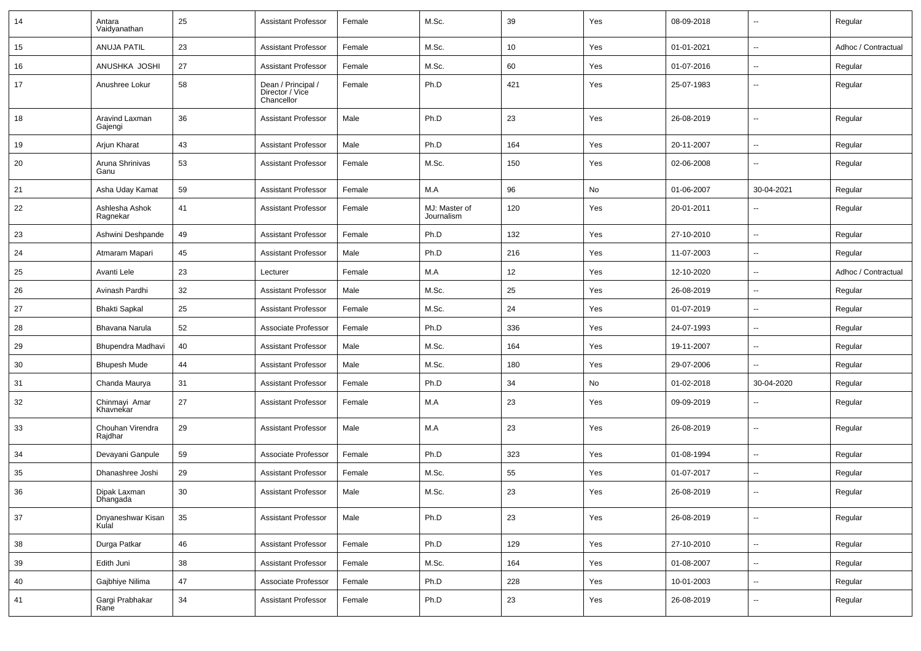| 14 | Antara Vaidyanathan | 25 | Assistant Professor | Female | M.Sc. | 39 | Yes | 08-09-2018 | -- | Regular |
|---|---|---|---|---|---|---|---|---|---|---|
| 15 | ANUJA PATIL | 23 | Assistant Professor | Female | M.Sc. | 10 | Yes | 01-01-2021 | -- | Adhoc / Contractual |
| 16 | ANUSHKA JOSHI | 27 | Assistant Professor | Female | M.Sc. | 60 | Yes | 01-07-2016 | -- | Regular |
| 17 | Anushree Lokur | 58 | Dean / Principal / Director / Vice Chancellor | Female | Ph.D | 421 | Yes | 25-07-1983 | -- | Regular |
| 18 | Aravind Laxman Gajengi | 36 | Assistant Professor | Male | Ph.D | 23 | Yes | 26-08-2019 | -- | Regular |
| 19 | Arjun Kharat | 43 | Assistant Professor | Male | Ph.D | 164 | Yes | 20-11-2007 | -- | Regular |
| 20 | Aruna Shrinivas Ganu | 53 | Assistant Professor | Female | M.Sc. | 150 | Yes | 02-06-2008 | -- | Regular |
| 21 | Asha Uday Kamat | 59 | Assistant Professor | Female | M.A | 96 | No | 01-06-2007 | 30-04-2021 | Regular |
| 22 | Ashlesha Ashok Ragnekar | 41 | Assistant Professor | Female | MJ: Master of Journalism | 120 | Yes | 20-01-2011 | -- | Regular |
| 23 | Ashwini Deshpande | 49 | Assistant Professor | Female | Ph.D | 132 | Yes | 27-10-2010 | -- | Regular |
| 24 | Atmaram Mapari | 45 | Assistant Professor | Male | Ph.D | 216 | Yes | 11-07-2003 | -- | Regular |
| 25 | Avanti Lele | 23 | Lecturer | Female | M.A | 12 | Yes | 12-10-2020 | -- | Adhoc / Contractual |
| 26 | Avinash Pardhi | 32 | Assistant Professor | Male | M.Sc. | 25 | Yes | 26-08-2019 | -- | Regular |
| 27 | Bhakti Sapkal | 25 | Assistant Professor | Female | M.Sc. | 24 | Yes | 01-07-2019 | -- | Regular |
| 28 | Bhavana Narula | 52 | Associate Professor | Female | Ph.D | 336 | Yes | 24-07-1993 | -- | Regular |
| 29 | Bhupendra Madhavi | 40 | Assistant Professor | Male | M.Sc. | 164 | Yes | 19-11-2007 | -- | Regular |
| 30 | Bhupesh Mude | 44 | Assistant Professor | Male | M.Sc. | 180 | Yes | 29-07-2006 | -- | Regular |
| 31 | Chanda Maurya | 31 | Assistant Professor | Female | Ph.D | 34 | No | 01-02-2018 | 30-04-2020 | Regular |
| 32 | Chinmayi Amar Khavnekar | 27 | Assistant Professor | Female | M.A | 23 | Yes | 09-09-2019 | -- | Regular |
| 33 | Chouhan Virendra Rajdhar | 29 | Assistant Professor | Male | M.A | 23 | Yes | 26-08-2019 | -- | Regular |
| 34 | Devayani Ganpule | 59 | Associate Professor | Female | Ph.D | 323 | Yes | 01-08-1994 | -- | Regular |
| 35 | Dhanashree Joshi | 29 | Assistant Professor | Female | M.Sc. | 55 | Yes | 01-07-2017 | -- | Regular |
| 36 | Dipak Laxman Dhangada | 30 | Assistant Professor | Male | M.Sc. | 23 | Yes | 26-08-2019 | -- | Regular |
| 37 | Dnyaneshwar Kisan Kulal | 35 | Assistant Professor | Male | Ph.D | 23 | Yes | 26-08-2019 | -- | Regular |
| 38 | Durga Patkar | 46 | Assistant Professor | Female | Ph.D | 129 | Yes | 27-10-2010 | -- | Regular |
| 39 | Edith Juni | 38 | Assistant Professor | Female | M.Sc. | 164 | Yes | 01-08-2007 | -- | Regular |
| 40 | Gajbhiye Nilima | 47 | Associate Professor | Female | Ph.D | 228 | Yes | 10-01-2003 | -- | Regular |
| 41 | Gargi Prabhakar Rane | 34 | Assistant Professor | Female | Ph.D | 23 | Yes | 26-08-2019 | -- | Regular |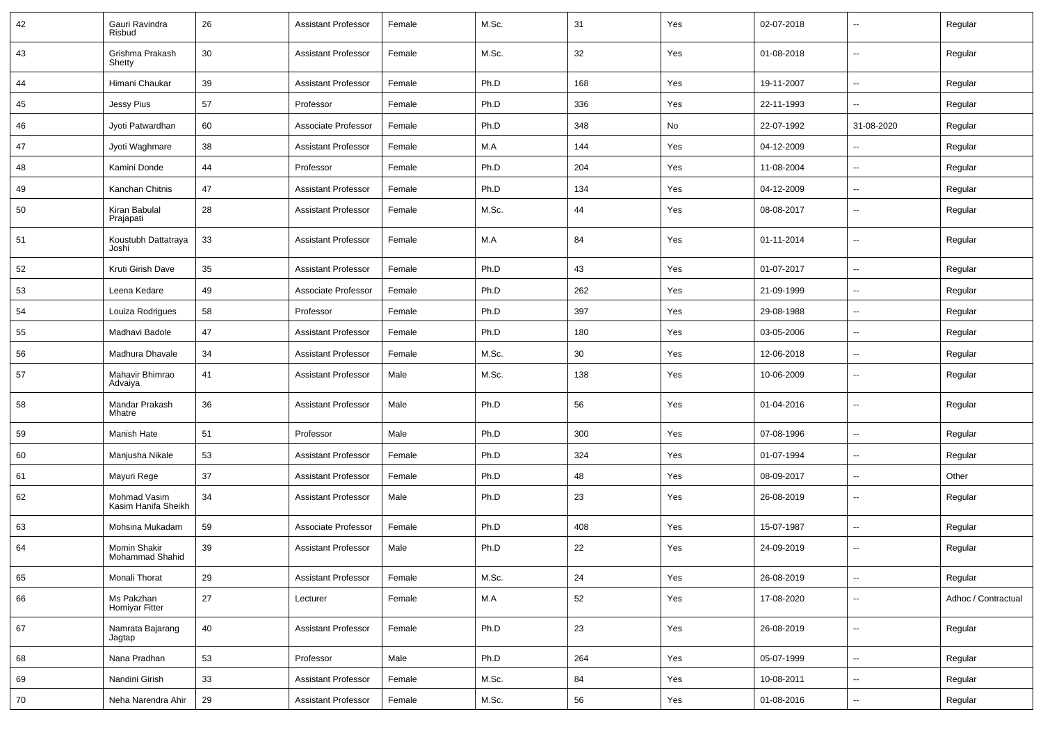| 42 | Gauri Ravindra Risbud | 26 | Assistant Professor | Female | M.Sc. | 31 | Yes | 02-07-2018 | -- | Regular |
|---|---|---|---|---|---|---|---|---|---|---|
| 43 | Grishma Prakash Shetty | 30 | Assistant Professor | Female | M.Sc. | 32 | Yes | 01-08-2018 | -- | Regular |
| 44 | Himani Chaukar | 39 | Assistant Professor | Female | Ph.D | 168 | Yes | 19-11-2007 | -- | Regular |
| 45 | Jessy Pius | 57 | Professor | Female | Ph.D | 336 | Yes | 22-11-1993 | -- | Regular |
| 46 | Jyoti Patwardhan | 60 | Associate Professor | Female | Ph.D | 348 | No | 22-07-1992 | 31-08-2020 | Regular |
| 47 | Jyoti Waghmare | 38 | Assistant Professor | Female | M.A | 144 | Yes | 04-12-2009 | -- | Regular |
| 48 | Kamini Donde | 44 | Professor | Female | Ph.D | 204 | Yes | 11-08-2004 | -- | Regular |
| 49 | Kanchan Chitnis | 47 | Assistant Professor | Female | Ph.D | 134 | Yes | 04-12-2009 | -- | Regular |
| 50 | Kiran Babulal Prajapati | 28 | Assistant Professor | Female | M.Sc. | 44 | Yes | 08-08-2017 | -- | Regular |
| 51 | Koustubh Dattatraya Joshi | 33 | Assistant Professor | Female | M.A | 84 | Yes | 01-11-2014 | -- | Regular |
| 52 | Kruti Girish Dave | 35 | Assistant Professor | Female | Ph.D | 43 | Yes | 01-07-2017 | -- | Regular |
| 53 | Leena Kedare | 49 | Associate Professor | Female | Ph.D | 262 | Yes | 21-09-1999 | -- | Regular |
| 54 | Louiza Rodrigues | 58 | Professor | Female | Ph.D | 397 | Yes | 29-08-1988 | -- | Regular |
| 55 | Madhavi Badole | 47 | Assistant Professor | Female | Ph.D | 180 | Yes | 03-05-2006 | -- | Regular |
| 56 | Madhura Dhavale | 34 | Assistant Professor | Female | M.Sc. | 30 | Yes | 12-06-2018 | -- | Regular |
| 57 | Mahavir Bhimrao Advaiya | 41 | Assistant Professor | Male | M.Sc. | 138 | Yes | 10-06-2009 | -- | Regular |
| 58 | Mandar Prakash Mhatre | 36 | Assistant Professor | Male | Ph.D | 56 | Yes | 01-04-2016 | -- | Regular |
| 59 | Manish Hate | 51 | Professor | Male | Ph.D | 300 | Yes | 07-08-1996 | -- | Regular |
| 60 | Manjusha Nikale | 53 | Assistant Professor | Female | Ph.D | 324 | Yes | 01-07-1994 | -- | Regular |
| 61 | Mayuri Rege | 37 | Assistant Professor | Female | Ph.D | 48 | Yes | 08-09-2017 | -- | Other |
| 62 | Mohmad Vasim Kasim Hanifa Sheikh | 34 | Assistant Professor | Male | Ph.D | 23 | Yes | 26-08-2019 | -- | Regular |
| 63 | Mohsina Mukadam | 59 | Associate Professor | Female | Ph.D | 408 | Yes | 15-07-1987 | -- | Regular |
| 64 | Momin Shakir Mohammad Shahid | 39 | Assistant Professor | Male | Ph.D | 22 | Yes | 24-09-2019 | -- | Regular |
| 65 | Monali Thorat | 29 | Assistant Professor | Female | M.Sc. | 24 | Yes | 26-08-2019 | -- | Regular |
| 66 | Ms Pakzhan Homiyar Fitter | 27 | Lecturer | Female | M.A | 52 | Yes | 17-08-2020 | -- | Adhoc / Contractual |
| 67 | Namrata Bajarang Jagtap | 40 | Assistant Professor | Female | Ph.D | 23 | Yes | 26-08-2019 | -- | Regular |
| 68 | Nana Pradhan | 53 | Professor | Male | Ph.D | 264 | Yes | 05-07-1999 | -- | Regular |
| 69 | Nandini Girish | 33 | Assistant Professor | Female | M.Sc. | 84 | Yes | 10-08-2011 | -- | Regular |
| 70 | Neha Narendra Ahir | 29 | Assistant Professor | Female | M.Sc. | 56 | Yes | 01-08-2016 | -- | Regular |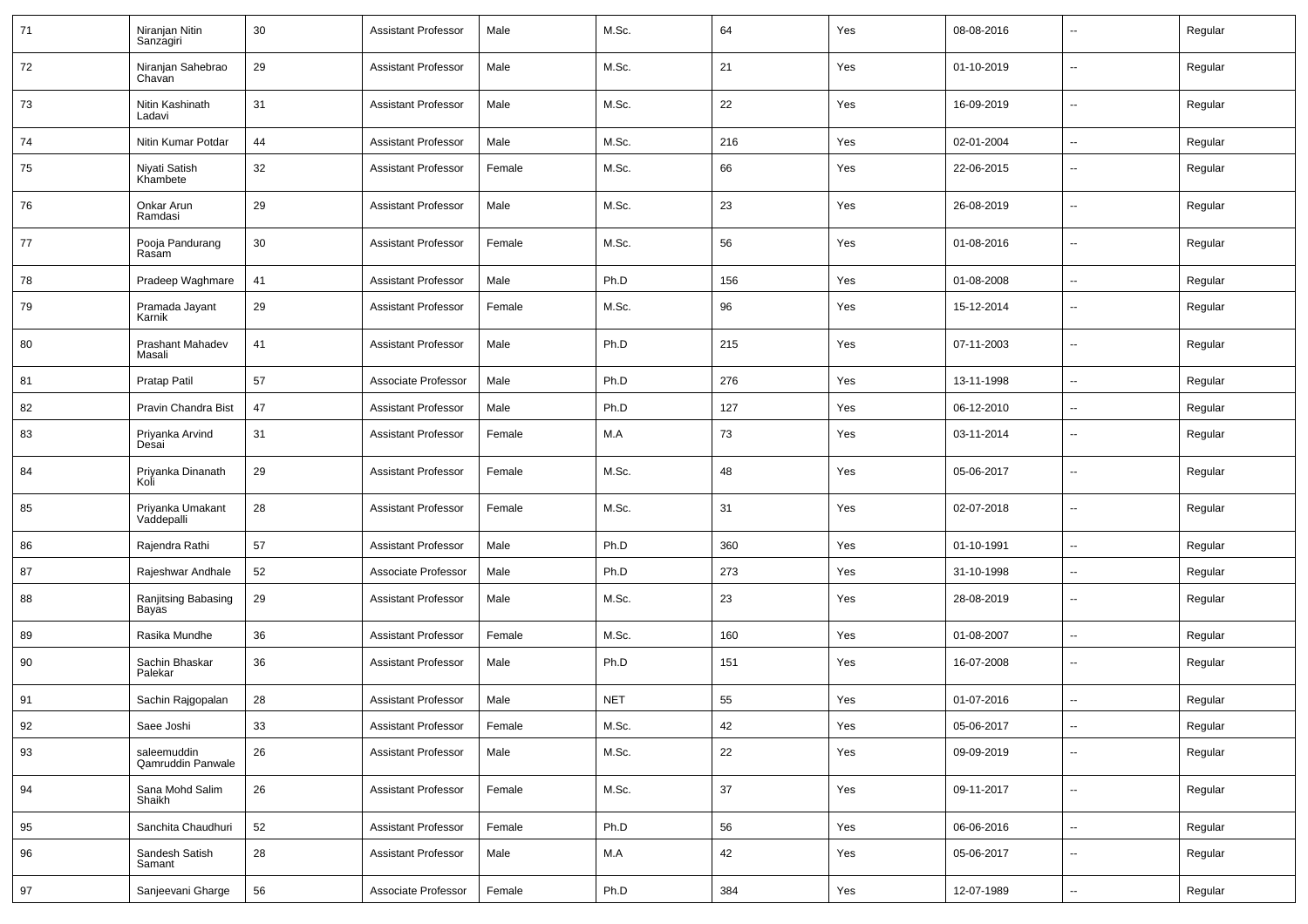| 71 | Niranjan Nitin Sanzagiri | 30 | Assistant Professor | Male | M.Sc. | 64 | Yes | 08-08-2016 | -- | Regular |
|---|---|---|---|---|---|---|---|---|---|---|
| 72 | Niranjan Sahebrao Chavan | 29 | Assistant Professor | Male | M.Sc. | 21 | Yes | 01-10-2019 | -- | Regular |
| 73 | Nitin Kashinath Ladavi | 31 | Assistant Professor | Male | M.Sc. | 22 | Yes | 16-09-2019 | -- | Regular |
| 74 | Nitin Kumar Potdar | 44 | Assistant Professor | Male | M.Sc. | 216 | Yes | 02-01-2004 | -- | Regular |
| 75 | Niyati Satish Khambete | 32 | Assistant Professor | Female | M.Sc. | 66 | Yes | 22-06-2015 | -- | Regular |
| 76 | Onkar Arun Ramdasi | 29 | Assistant Professor | Male | M.Sc. | 23 | Yes | 26-08-2019 | -- | Regular |
| 77 | Pooja Pandurang Rasam | 30 | Assistant Professor | Female | M.Sc. | 56 | Yes | 01-08-2016 | -- | Regular |
| 78 | Pradeep Waghmare | 41 | Assistant Professor | Male | Ph.D | 156 | Yes | 01-08-2008 | -- | Regular |
| 79 | Pramada Jayant Karnik | 29 | Assistant Professor | Female | M.Sc. | 96 | Yes | 15-12-2014 | -- | Regular |
| 80 | Prashant Mahadev Masali | 41 | Assistant Professor | Male | Ph.D | 215 | Yes | 07-11-2003 | -- | Regular |
| 81 | Pratap Patil | 57 | Associate Professor | Male | Ph.D | 276 | Yes | 13-11-1998 | -- | Regular |
| 82 | Pravin Chandra Bist | 47 | Assistant Professor | Male | Ph.D | 127 | Yes | 06-12-2010 | -- | Regular |
| 83 | Priyanka Arvind Desai | 31 | Assistant Professor | Female | M.A | 73 | Yes | 03-11-2014 | -- | Regular |
| 84 | Priyanka Dinanath Koli | 29 | Assistant Professor | Female | M.Sc. | 48 | Yes | 05-06-2017 | -- | Regular |
| 85 | Priyanka Umakant Vaddepalli | 28 | Assistant Professor | Female | M.Sc. | 31 | Yes | 02-07-2018 | -- | Regular |
| 86 | Rajendra Rathi | 57 | Assistant Professor | Male | Ph.D | 360 | Yes | 01-10-1991 | -- | Regular |
| 87 | Rajeshwar Andhale | 52 | Associate Professor | Male | Ph.D | 273 | Yes | 31-10-1998 | -- | Regular |
| 88 | Ranjitsing Babasing Bayas | 29 | Assistant Professor | Male | M.Sc. | 23 | Yes | 28-08-2019 | -- | Regular |
| 89 | Rasika Mundhe | 36 | Assistant Professor | Female | M.Sc. | 160 | Yes | 01-08-2007 | -- | Regular |
| 90 | Sachin Bhaskar Palekar | 36 | Assistant Professor | Male | Ph.D | 151 | Yes | 16-07-2008 | -- | Regular |
| 91 | Sachin Rajgopalan | 28 | Assistant Professor | Male | NET | 55 | Yes | 01-07-2016 | -- | Regular |
| 92 | Saee Joshi | 33 | Assistant Professor | Female | M.Sc. | 42 | Yes | 05-06-2017 | -- | Regular |
| 93 | saleemuddin Qamruddin Panwale | 26 | Assistant Professor | Male | M.Sc. | 22 | Yes | 09-09-2019 | -- | Regular |
| 94 | Sana Mohd Salim Shaikh | 26 | Assistant Professor | Female | M.Sc. | 37 | Yes | 09-11-2017 | -- | Regular |
| 95 | Sanchita Chaudhuri | 52 | Assistant Professor | Female | Ph.D | 56 | Yes | 06-06-2016 | -- | Regular |
| 96 | Sandesh Satish Samant | 28 | Assistant Professor | Male | M.A | 42 | Yes | 05-06-2017 | -- | Regular |
| 97 | Sanjeevani Gharge | 56 | Associate Professor | Female | Ph.D | 384 | Yes | 12-07-1989 | -- | Regular |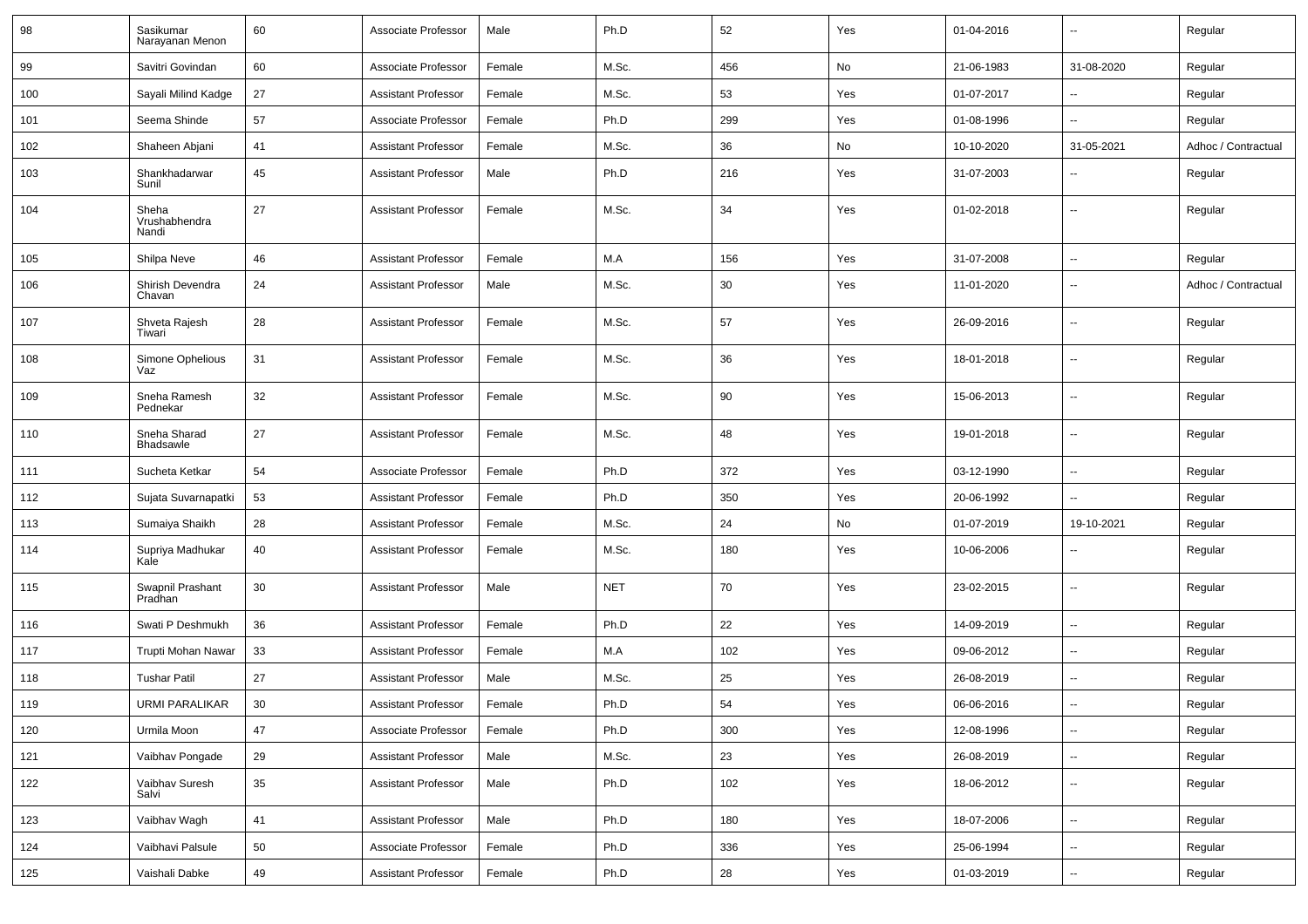| 98 | Sasikumar Narayanan Menon | 60 | Associate Professor | Male | Ph.D | 52 | Yes | 01-04-2016 | -- | Regular |
|---|---|---|---|---|---|---|---|---|---|---|
| 99 | Savitri Govindan | 60 | Associate Professor | Female | M.Sc. | 456 | No | 21-06-1983 | 31-08-2020 | Regular |
| 100 | Sayali Milind Kadge | 27 | Assistant Professor | Female | M.Sc. | 53 | Yes | 01-07-2017 | -- | Regular |
| 101 | Seema Shinde | 57 | Associate Professor | Female | Ph.D | 299 | Yes | 01-08-1996 | -- | Regular |
| 102 | Shaheen Abjani | 41 | Assistant Professor | Female | M.Sc. | 36 | No | 10-10-2020 | 31-05-2021 | Adhoc / Contractual |
| 103 | Shankhadarwar Sunil | 45 | Assistant Professor | Male | Ph.D | 216 | Yes | 31-07-2003 | -- | Regular |
| 104 | Sheha Vrushabhendra Nandi | 27 | Assistant Professor | Female | M.Sc. | 34 | Yes | 01-02-2018 | -- | Regular |
| 105 | Shilpa Neve | 46 | Assistant Professor | Female | M.A | 156 | Yes | 31-07-2008 | -- | Regular |
| 106 | Shirish Devendra Chavan | 24 | Assistant Professor | Male | M.Sc. | 30 | Yes | 11-01-2020 | -- | Adhoc / Contractual |
| 107 | Shveta Rajesh Tiwari | 28 | Assistant Professor | Female | M.Sc. | 57 | Yes | 26-09-2016 | -- | Regular |
| 108 | Simone Ophelious Vaz | 31 | Assistant Professor | Female | M.Sc. | 36 | Yes | 18-01-2018 | -- | Regular |
| 109 | Sneha Ramesh Pednekar | 32 | Assistant Professor | Female | M.Sc. | 90 | Yes | 15-06-2013 | -- | Regular |
| 110 | Sneha Sharad Bhadsawle | 27 | Assistant Professor | Female | M.Sc. | 48 | Yes | 19-01-2018 | -- | Regular |
| 111 | Sucheta Ketkar | 54 | Associate Professor | Female | Ph.D | 372 | Yes | 03-12-1990 | -- | Regular |
| 112 | Sujata Suvarnapatki | 53 | Assistant Professor | Female | Ph.D | 350 | Yes | 20-06-1992 | -- | Regular |
| 113 | Sumaiya Shaikh | 28 | Assistant Professor | Female | M.Sc. | 24 | No | 01-07-2019 | 19-10-2021 | Regular |
| 114 | Supriya Madhukar Kale | 40 | Assistant Professor | Female | M.Sc. | 180 | Yes | 10-06-2006 | -- | Regular |
| 115 | Swapnil Prashant Pradhan | 30 | Assistant Professor | Male | NET | 70 | Yes | 23-02-2015 | -- | Regular |
| 116 | Swati P Deshmukh | 36 | Assistant Professor | Female | Ph.D | 22 | Yes | 14-09-2019 | -- | Regular |
| 117 | Trupti Mohan Nawar | 33 | Assistant Professor | Female | M.A | 102 | Yes | 09-06-2012 | -- | Regular |
| 118 | Tushar Patil | 27 | Assistant Professor | Male | M.Sc. | 25 | Yes | 26-08-2019 | -- | Regular |
| 119 | URMI PARALIKAR | 30 | Assistant Professor | Female | Ph.D | 54 | Yes | 06-06-2016 | -- | Regular |
| 120 | Urmila Moon | 47 | Associate Professor | Female | Ph.D | 300 | Yes | 12-08-1996 | -- | Regular |
| 121 | Vaibhav Pongade | 29 | Assistant Professor | Male | M.Sc. | 23 | Yes | 26-08-2019 | -- | Regular |
| 122 | Vaibhav Suresh Salvi | 35 | Assistant Professor | Male | Ph.D | 102 | Yes | 18-06-2012 | -- | Regular |
| 123 | Vaibhav Wagh | 41 | Assistant Professor | Male | Ph.D | 180 | Yes | 18-07-2006 | -- | Regular |
| 124 | Vaibhavi Palsule | 50 | Associate Professor | Female | Ph.D | 336 | Yes | 25-06-1994 | -- | Regular |
| 125 | Vaishali Dabke | 49 | Assistant Professor | Female | Ph.D | 28 | Yes | 01-03-2019 | -- | Regular |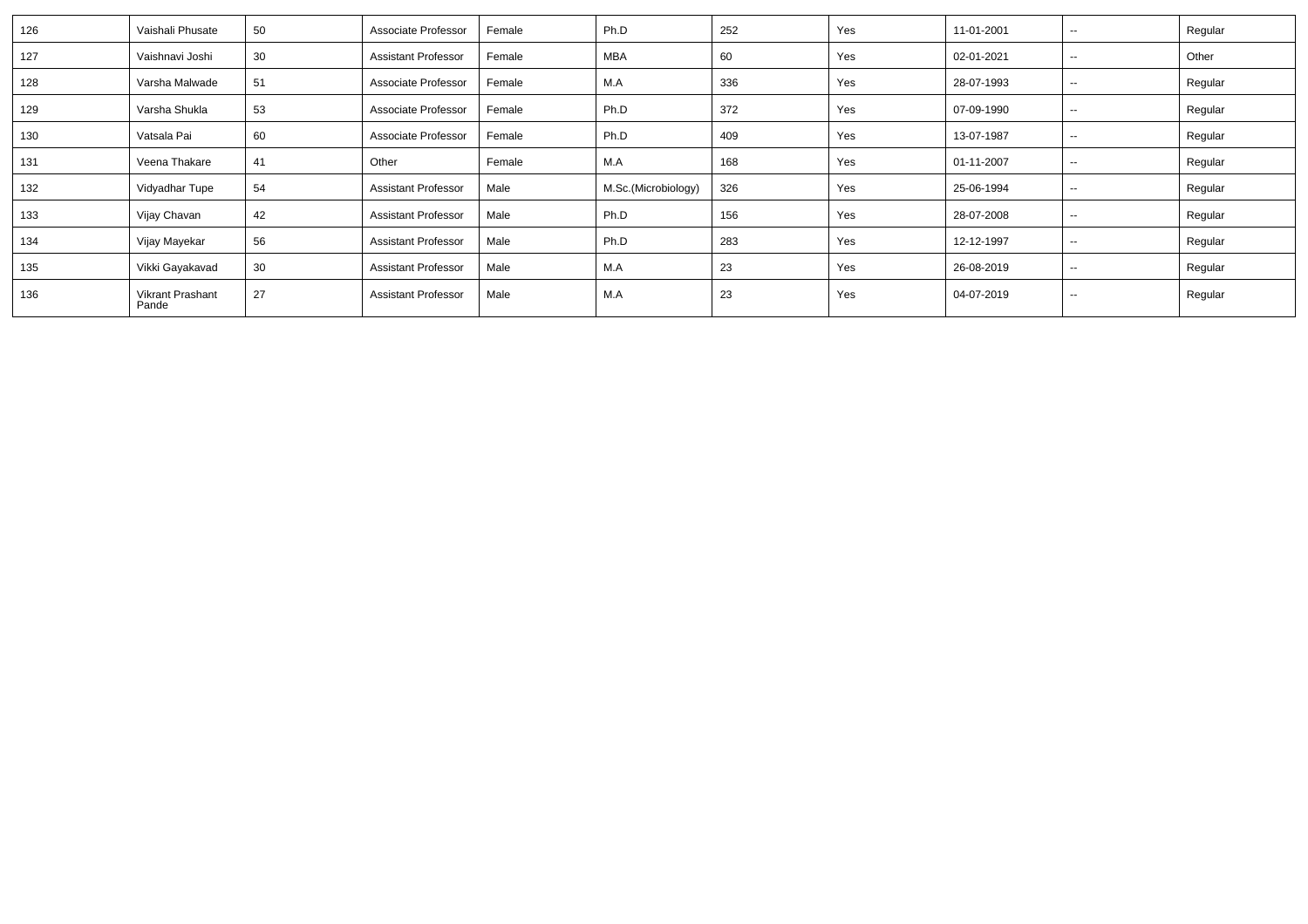| | | | | | | | | | | |
|---|---|---|---|---|---|---|---|---|---|---|
| 126 | Vaishali Phusate | 50 | Associate Professor | Female | Ph.D | 252 | Yes | 11-01-2001 | -- | Regular |
| 127 | Vaishnavi Joshi | 30 | Assistant Professor | Female | MBA | 60 | Yes | 02-01-2021 | -- | Other |
| 128 | Varsha Malwade | 51 | Associate Professor | Female | M.A | 336 | Yes | 28-07-1993 | -- | Regular |
| 129 | Varsha Shukla | 53 | Associate Professor | Female | Ph.D | 372 | Yes | 07-09-1990 | -- | Regular |
| 130 | Vatsala Pai | 60 | Associate Professor | Female | Ph.D | 409 | Yes | 13-07-1987 | -- | Regular |
| 131 | Veena Thakare | 41 | Other | Female | M.A | 168 | Yes | 01-11-2007 | -- | Regular |
| 132 | Vidyadhar Tupe | 54 | Assistant Professor | Male | M.Sc.(Microbiology) | 326 | Yes | 25-06-1994 | -- | Regular |
| 133 | Vijay Chavan | 42 | Assistant Professor | Male | Ph.D | 156 | Yes | 28-07-2008 | -- | Regular |
| 134 | Vijay Mayekar | 56 | Assistant Professor | Male | Ph.D | 283 | Yes | 12-12-1997 | -- | Regular |
| 135 | Vikki Gayakavad | 30 | Assistant Professor | Male | M.A | 23 | Yes | 26-08-2019 | -- | Regular |
| 136 | Vikrant Prashant Pande | 27 | Assistant Professor | Male | M.A | 23 | Yes | 04-07-2019 | -- | Regular |